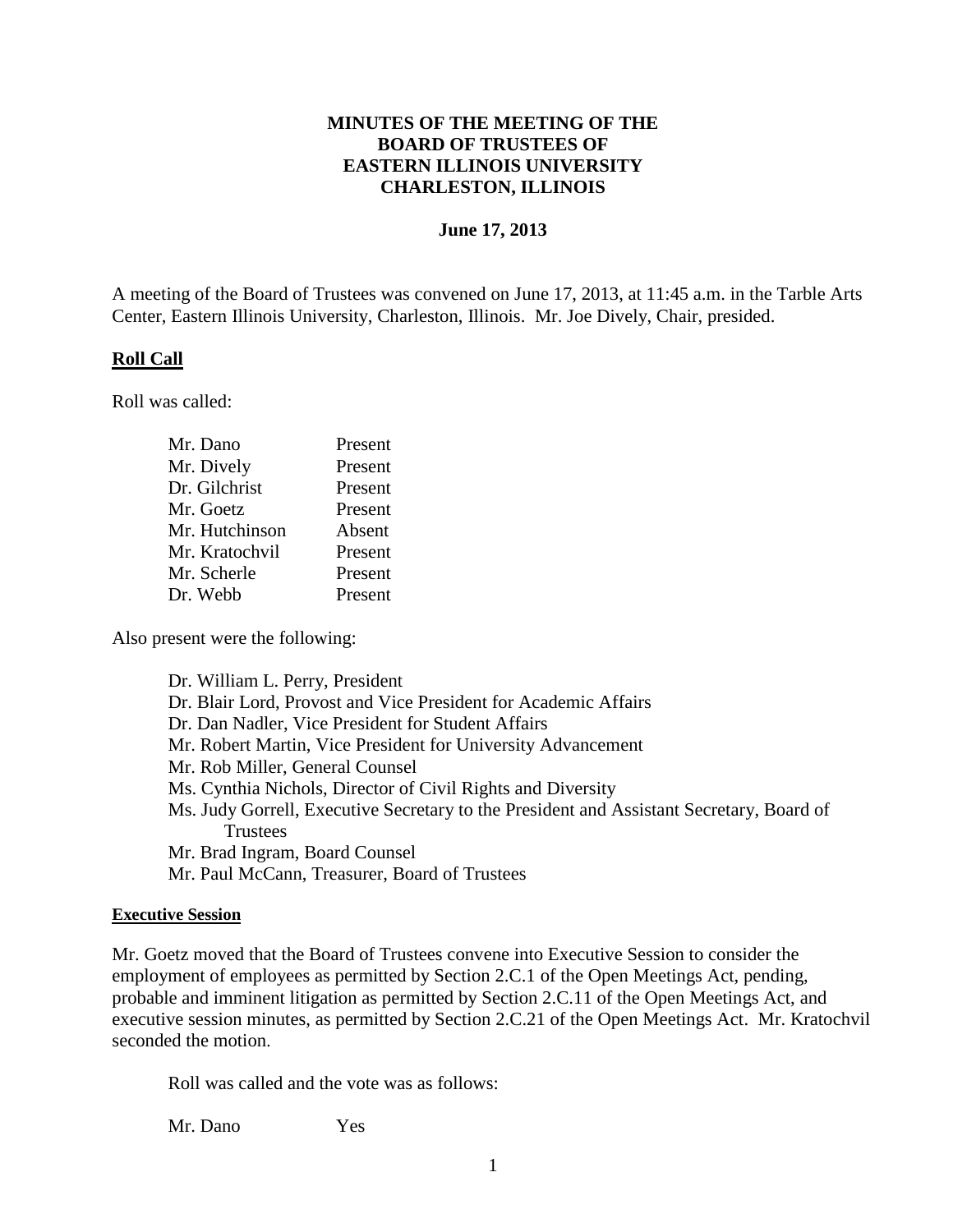# MINUTES OF THE MEETING OF THE BOARD OF TRUSTEES OF EASTERN ILLINOIS UNIVERSITY CHARLESTON, ILLINOIS

**June 17, 2013**

A meeting of the Board of Trustees was convened on June 17, 2013, at 11:45 a.m. in the Tarble Arts Center, Eastern Illinois University, Charleston, Illinois. Mr. Joe Dively, Chair, presided.

## Roll Call

Roll was called:

| | |
|---|---|
| Mr. Dano | Present |
| Mr. Dively | Present |
| Dr. Gilchrist | Present |
| Mr. Goetz | Present |
| Mr. Hutchinson | Absent |
| Mr. Kratochvil | Present |
| Mr. Scherle | Present |
| Dr. Webb | Present |

Also present were the following:

- Dr. William L. Perry, President
- Dr. Blair Lord, Provost and Vice President for Academic Affairs
- Dr. Dan Nadler, Vice President for Student Affairs
- Mr. Robert Martin, Vice President for University Advancement
- Mr. Rob Miller, General Counsel
- Ms. Cynthia Nichols, Director of Civil Rights and Diversity
- Ms. Judy Gorrell, Executive Secretary to the President and Assistant Secretary, Board of Trustees
- Mr. Brad Ingram, Board Counsel
- Mr. Paul McCann, Treasurer, Board of Trustees

### Executive Session

Mr. Goetz moved that the Board of Trustees convene into Executive Session to consider the employment of employees as permitted by Section 2.C.1 of the Open Meetings Act, pending, probable and imminent litigation as permitted by Section 2.C.11 of the Open Meetings Act, and executive session minutes, as permitted by Section 2.C.21 of the Open Meetings Act. Mr. Kratochvil seconded the motion.

Roll was called and the vote was as follows:

| | |
|---|---|
| Mr. Dano | Yes |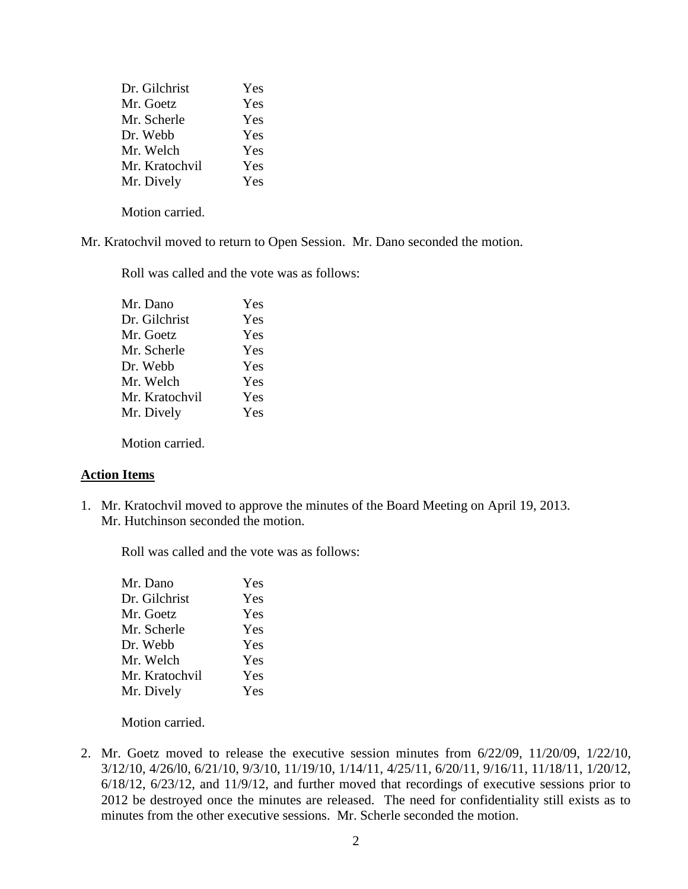| | |
|---|---|
| Dr. Gilchrist | Yes |
| Mr. Goetz | Yes |
| Mr. Scherle | Yes |
| Dr. Webb | Yes |
| Mr. Welch | Yes |
| Mr. Kratochvil | Yes |
| Mr. Dively | Yes |

Motion carried.

Mr. Kratochvil moved to return to Open Session. Mr. Dano seconded the motion.

Roll was called and the vote was as follows:

| | |
|---|---|
| Mr. Dano | Yes |
| Dr. Gilchrist | Yes |
| Mr. Goetz | Yes |
| Mr. Scherle | Yes |
| Dr. Webb | Yes |
| Mr. Welch | Yes |
| Mr. Kratochvil | Yes |
| Mr. Dively | Yes |

Motion carried.

**Action Items**

1. Mr. Kratochvil moved to approve the minutes of the Board Meeting on April 19, 2013. Mr. Hutchinson seconded the motion.

   Roll was called and the vote was as follows:

   | | |
   |---|---|
   | Mr. Dano | Yes |
   | Dr. Gilchrist | Yes |
   | Mr. Goetz | Yes |
   | Mr. Scherle | Yes |
   | Dr. Webb | Yes |
   | Mr. Welch | Yes |
   | Mr. Kratochvil | Yes |
   | Mr. Dively | Yes |

   Motion carried.

2. Mr. Goetz moved to release the executive session minutes from 6/22/09, 11/20/09, 1/22/10, 3/12/10, 4/26/l0, 6/21/10, 9/3/10, 11/19/10, 1/14/11, 4/25/11, 6/20/11, 9/16/11, 11/18/11, 1/20/12, 6/18/12, 6/23/12, and 11/9/12, and further moved that recordings of executive sessions prior to 2012 be destroyed once the minutes are released. The need for confidentiality still exists as to minutes from the other executive sessions. Mr. Scherle seconded the motion.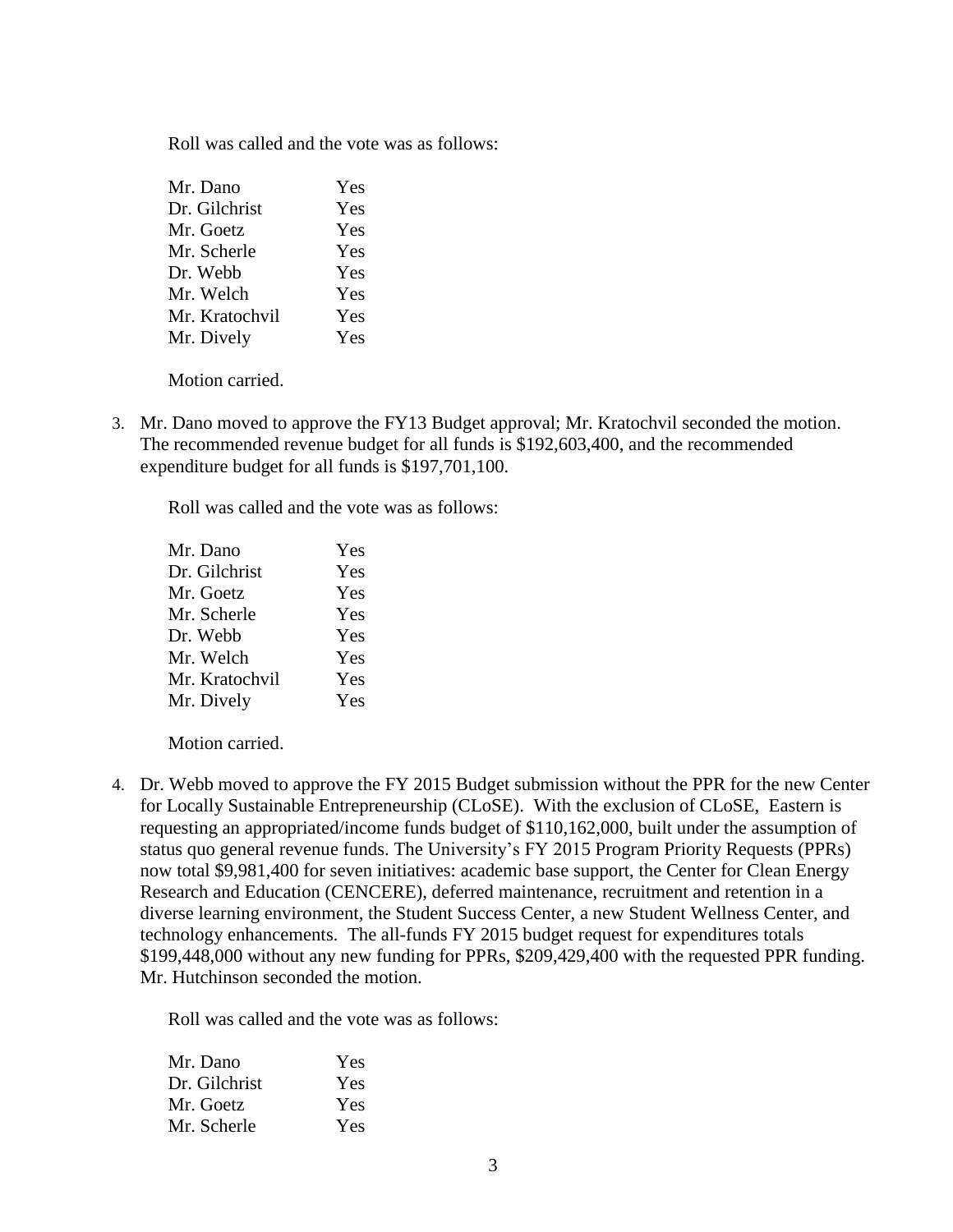Roll was called and the vote was as follows:

| | |
|---|---|
| Mr. Dano | Yes |
| Dr. Gilchrist | Yes |
| Mr. Goetz | Yes |
| Mr. Scherle | Yes |
| Dr. Webb | Yes |
| Mr. Welch | Yes |
| Mr. Kratochvil | Yes |
| Mr. Dively | Yes |

Motion carried.

3. Mr. Dano moved to approve the FY13 Budget approval; Mr. Kratochvil seconded the motion. The recommended revenue budget for all funds is $192,603,400, and the recommended expenditure budget for all funds is $197,701,100.

   Roll was called and the vote was as follows:

   | | |
   |---|---|
   | Mr. Dano | Yes |
   | Dr. Gilchrist | Yes |
   | Mr. Goetz | Yes |
   | Mr. Scherle | Yes |
   | Dr. Webb | Yes |
   | Mr. Welch | Yes |
   | Mr. Kratochvil | Yes |
   | Mr. Dively | Yes |

   Motion carried.

4. Dr. Webb moved to approve the FY 2015 Budget submission without the PPR for the new Center for Locally Sustainable Entrepreneurship (CLoSE). With the exclusion of CLoSE, Eastern is requesting an appropriated/income funds budget of $110,162,000, built under the assumption of status quo general revenue funds. The University's FY 2015 Program Priority Requests (PPRs) now total $9,981,400 for seven initiatives: academic base support, the Center for Clean Energy Research and Education (CENCERE), deferred maintenance, recruitment and retention in a diverse learning environment, the Student Success Center, a new Student Wellness Center, and technology enhancements. The all-funds FY 2015 budget request for expenditures totals $199,448,000 without any new funding for PPRs, $209,429,400 with the requested PPR funding. Mr. Hutchinson seconded the motion.

   Roll was called and the vote was as follows:

   | | |
   |---|---|
   | Mr. Dano | Yes |
   | Dr. Gilchrist | Yes |
   | Mr. Goetz | Yes |
   | Mr. Scherle | Yes |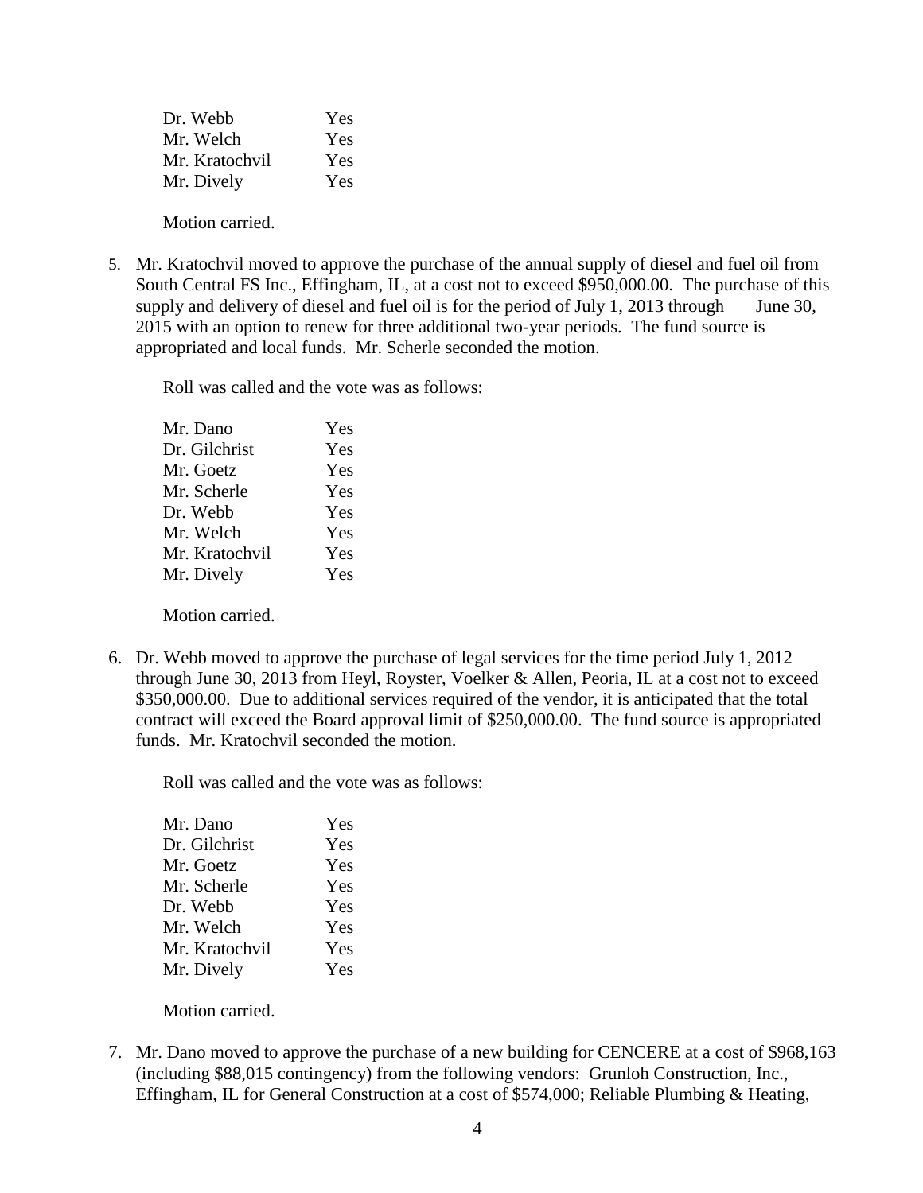| | |
|---|---|
| Dr. Webb | Yes |
| Mr. Welch | Yes |
| Mr. Kratochvil | Yes |
| Mr. Dively | Yes |

Motion carried.

5. Mr. Kratochvil moved to approve the purchase of the annual supply of diesel and fuel oil from South Central FS Inc., Effingham, IL, at a cost not to exceed $950,000.00. The purchase of this supply and delivery of diesel and fuel oil is for the period of July 1, 2013 through June 30, 2015 with an option to renew for three additional two-year periods. The fund source is appropriated and local funds. Mr. Scherle seconded the motion.

   Roll was called and the vote was as follows:

   | | |
   |---|---|
   | Mr. Dano | Yes |
   | Dr. Gilchrist | Yes |
   | Mr. Goetz | Yes |
   | Mr. Scherle | Yes |
   | Dr. Webb | Yes |
   | Mr. Welch | Yes |
   | Mr. Kratochvil | Yes |
   | Mr. Dively | Yes |

   Motion carried.

6. Dr. Webb moved to approve the purchase of legal services for the time period July 1, 2012 through June 30, 2013 from Heyl, Royster, Voelker & Allen, Peoria, IL at a cost not to exceed $350,000.00. Due to additional services required of the vendor, it is anticipated that the total contract will exceed the Board approval limit of $250,000.00. The fund source is appropriated funds. Mr. Kratochvil seconded the motion.

   Roll was called and the vote was as follows:

   | | |
   |---|---|
   | Mr. Dano | Yes |
   | Dr. Gilchrist | Yes |
   | Mr. Goetz | Yes |
   | Mr. Scherle | Yes |
   | Dr. Webb | Yes |
   | Mr. Welch | Yes |
   | Mr. Kratochvil | Yes |
   | Mr. Dively | Yes |

   Motion carried.

7. Mr. Dano moved to approve the purchase of a new building for CENCERE at a cost of $968,163 (including $88,015 contingency) from the following vendors: Grunloh Construction, Inc., Effingham, IL for General Construction at a cost of $574,000; Reliable Plumbing & Heating,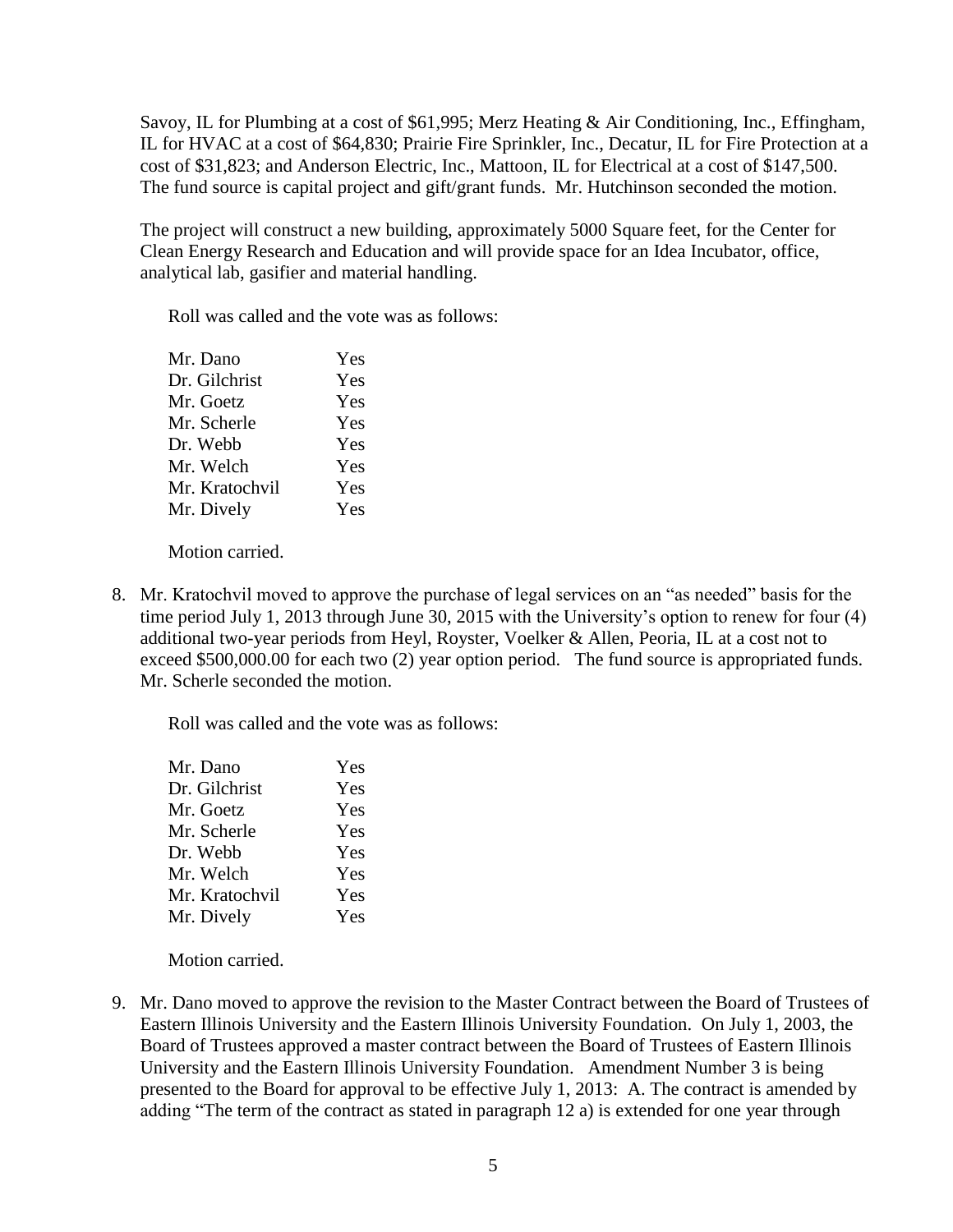Savoy, IL for Plumbing at a cost of $61,995; Merz Heating & Air Conditioning, Inc., Effingham, IL for HVAC at a cost of $64,830; Prairie Fire Sprinkler, Inc., Decatur, IL for Fire Protection at a cost of $31,823; and Anderson Electric, Inc., Mattoon, IL for Electrical at a cost of $147,500. The fund source is capital project and gift/grant funds. Mr. Hutchinson seconded the motion.

The project will construct a new building, approximately 5000 Square feet, for the Center for Clean Energy Research and Education and will provide space for an Idea Incubator, office, analytical lab, gasifier and material handling.

Roll was called and the vote was as follows:

| | |
|---|---|
| Mr. Dano | Yes |
| Dr. Gilchrist | Yes |
| Mr. Goetz | Yes |
| Mr. Scherle | Yes |
| Dr. Webb | Yes |
| Mr. Welch | Yes |
| Mr. Kratochvil | Yes |
| Mr. Dively | Yes |

Motion carried.

8. Mr. Kratochvil moved to approve the purchase of legal services on an "as needed" basis for the time period July 1, 2013 through June 30, 2015 with the University's option to renew for four (4) additional two-year periods from Heyl, Royster, Voelker & Allen, Peoria, IL at a cost not to exceed $500,000.00 for each two (2) year option period. The fund source is appropriated funds. Mr. Scherle seconded the motion.

   Roll was called and the vote was as follows:

   | | |
   |---|---|
   | Mr. Dano | Yes |
   | Dr. Gilchrist | Yes |
   | Mr. Goetz | Yes |
   | Mr. Scherle | Yes |
   | Dr. Webb | Yes |
   | Mr. Welch | Yes |
   | Mr. Kratochvil | Yes |
   | Mr. Dively | Yes |

   Motion carried.

9. Mr. Dano moved to approve the revision to the Master Contract between the Board of Trustees of Eastern Illinois University and the Eastern Illinois University Foundation. On July 1, 2003, the Board of Trustees approved a master contract between the Board of Trustees of Eastern Illinois University and the Eastern Illinois University Foundation. Amendment Number 3 is being presented to the Board for approval to be effective July 1, 2013: A. The contract is amended by adding "The term of the contract as stated in paragraph 12 a) is extended for one year through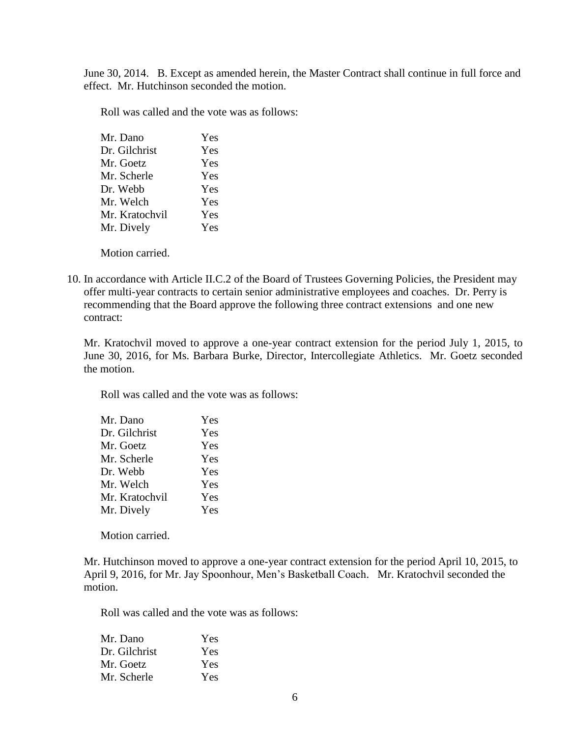June 30, 2014. B. Except as amended herein, the Master Contract shall continue in full force and effect. Mr. Hutchinson seconded the motion.

Roll was called and the vote was as follows:

| | |
|---|---|
| Mr. Dano | Yes |
| Dr. Gilchrist | Yes |
| Mr. Goetz | Yes |
| Mr. Scherle | Yes |
| Dr. Webb | Yes |
| Mr. Welch | Yes |
| Mr. Kratochvil | Yes |
| Mr. Dively | Yes |

Motion carried.

10. In accordance with Article II.C.2 of the Board of Trustees Governing Policies, the President may offer multi-year contracts to certain senior administrative employees and coaches. Dr. Perry is recommending that the Board approve the following three contract extensions and one new contract:

Mr. Kratochvil moved to approve a one-year contract extension for the period July 1, 2015, to June 30, 2016, for Ms. Barbara Burke, Director, Intercollegiate Athletics. Mr. Goetz seconded the motion.

Roll was called and the vote was as follows:

| | |
|---|---|
| Mr. Dano | Yes |
| Dr. Gilchrist | Yes |
| Mr. Goetz | Yes |
| Mr. Scherle | Yes |
| Dr. Webb | Yes |
| Mr. Welch | Yes |
| Mr. Kratochvil | Yes |
| Mr. Dively | Yes |

Motion carried.

Mr. Hutchinson moved to approve a one-year contract extension for the period April 10, 2015, to April 9, 2016, for Mr. Jay Spoonhour, Men's Basketball Coach. Mr. Kratochvil seconded the motion.

Roll was called and the vote was as follows:

| | |
|---|---|
| Mr. Dano | Yes |
| Dr. Gilchrist | Yes |
| Mr. Goetz | Yes |
| Mr. Scherle | Yes |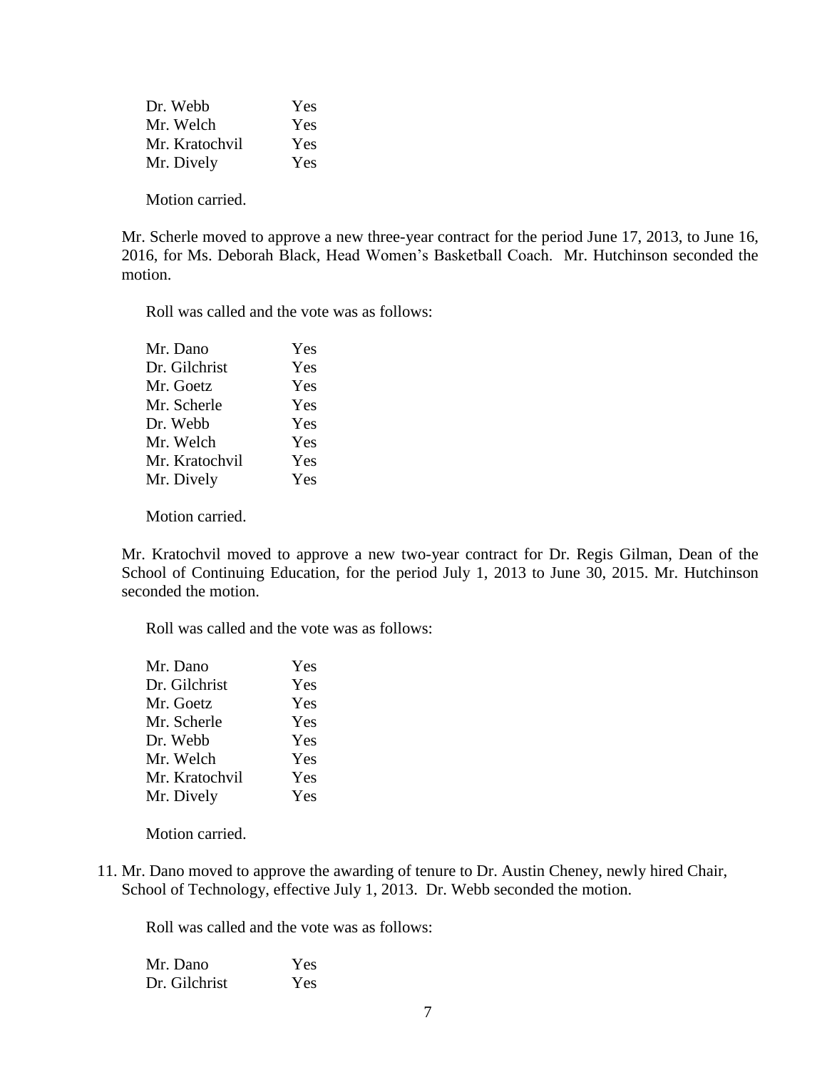| | |
|---|---|
| Dr. Webb | Yes |
| Mr. Welch | Yes |
| Mr. Kratochvil | Yes |
| Mr. Dively | Yes |

Motion carried.

Mr. Scherle moved to approve a new three-year contract for the period June 17, 2013, to June 16, 2016, for Ms. Deborah Black, Head Women's Basketball Coach. Mr. Hutchinson seconded the motion.

Roll was called and the vote was as follows:

| | |
|---|---|
| Mr. Dano | Yes |
| Dr. Gilchrist | Yes |
| Mr. Goetz | Yes |
| Mr. Scherle | Yes |
| Dr. Webb | Yes |
| Mr. Welch | Yes |
| Mr. Kratochvil | Yes |
| Mr. Dively | Yes |

Motion carried.

Mr. Kratochvil moved to approve a new two-year contract for Dr. Regis Gilman, Dean of the School of Continuing Education, for the period July 1, 2013 to June 30, 2015. Mr. Hutchinson seconded the motion.

Roll was called and the vote was as follows:

| | |
|---|---|
| Mr. Dano | Yes |
| Dr. Gilchrist | Yes |
| Mr. Goetz | Yes |
| Mr. Scherle | Yes |
| Dr. Webb | Yes |
| Mr. Welch | Yes |
| Mr. Kratochvil | Yes |
| Mr. Dively | Yes |

Motion carried.

11. Mr. Dano moved to approve the awarding of tenure to Dr. Austin Cheney, newly hired Chair, School of Technology, effective July 1, 2013. Dr. Webb seconded the motion.

Roll was called and the vote was as follows:

| | |
|---|---|
| Mr. Dano | Yes |
| Dr. Gilchrist | Yes |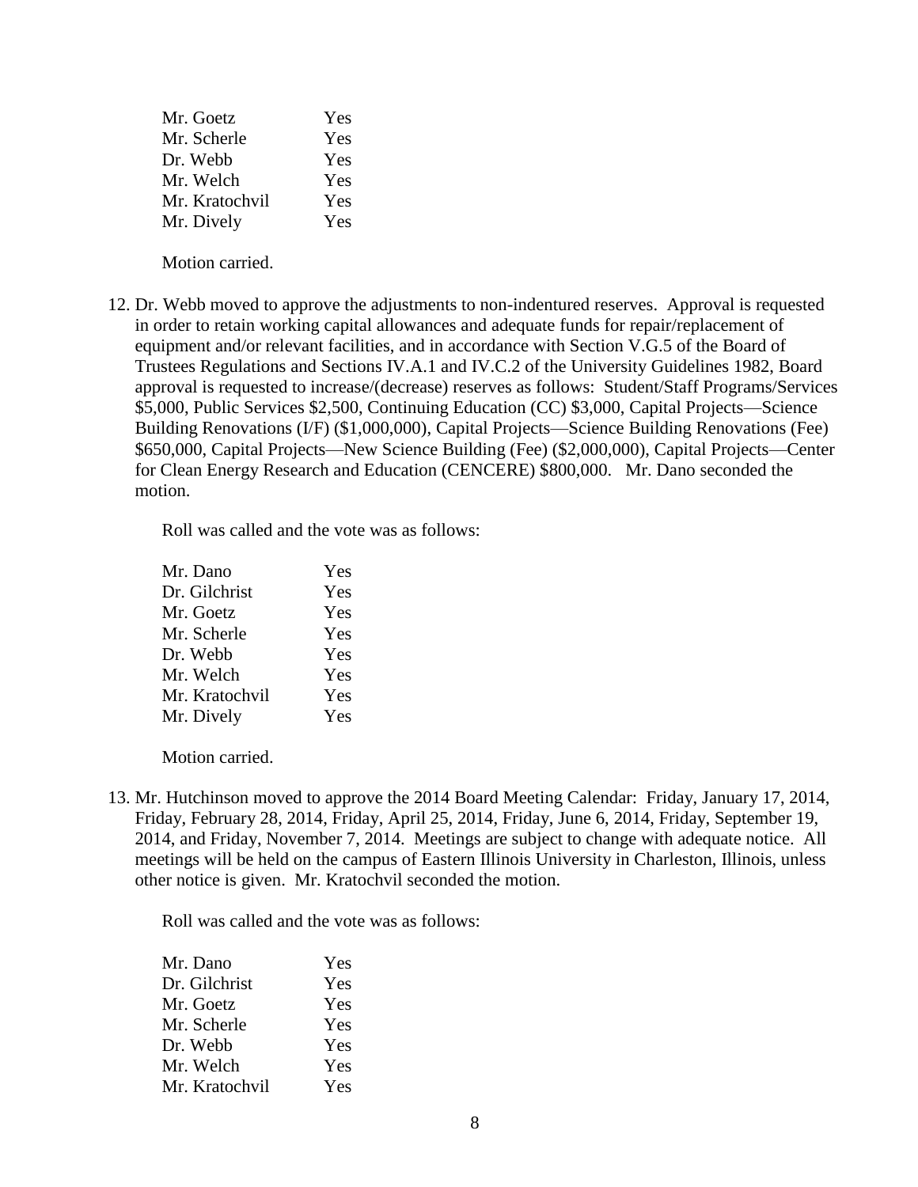Mr. Goetz Yes
Mr. Scherle Yes
Dr. Webb Yes
Mr. Welch Yes
Mr. Kratochvil Yes
Mr. Dively Yes

Motion carried.

12. Dr. Webb moved to approve the adjustments to non-indentured reserves. Approval is requested in order to retain working capital allowances and adequate funds for repair/replacement of equipment and/or relevant facilities, and in accordance with Section V.G.5 of the Board of Trustees Regulations and Sections IV.A.1 and IV.C.2 of the University Guidelines 1982, Board approval is requested to increase/(decrease) reserves as follows: Student/Staff Programs/Services $5,000, Public Services $2,500, Continuing Education (CC) $3,000, Capital Projects—Science Building Renovations (I/F) ($1,000,000), Capital Projects—Science Building Renovations (Fee) $650,000, Capital Projects—New Science Building (Fee) ($2,000,000), Capital Projects—Center for Clean Energy Research and Education (CENCERE) $800,000. Mr. Dano seconded the motion.

   Roll was called and the vote was as follows:

   Mr. Dano Yes
   Dr. Gilchrist Yes
   Mr. Goetz Yes
   Mr. Scherle Yes
   Dr. Webb Yes
   Mr. Welch Yes
   Mr. Kratochvil Yes
   Mr. Dively Yes

   Motion carried.

13. Mr. Hutchinson moved to approve the 2014 Board Meeting Calendar: Friday, January 17, 2014, Friday, February 28, 2014, Friday, April 25, 2014, Friday, June 6, 2014, Friday, September 19, 2014, and Friday, November 7, 2014. Meetings are subject to change with adequate notice. All meetings will be held on the campus of Eastern Illinois University in Charleston, Illinois, unless other notice is given. Mr. Kratochvil seconded the motion.

   Roll was called and the vote was as follows:

   Mr. Dano Yes
   Dr. Gilchrist Yes
   Mr. Goetz Yes
   Mr. Scherle Yes
   Dr. Webb Yes
   Mr. Welch Yes
   Mr. Kratochvil Yes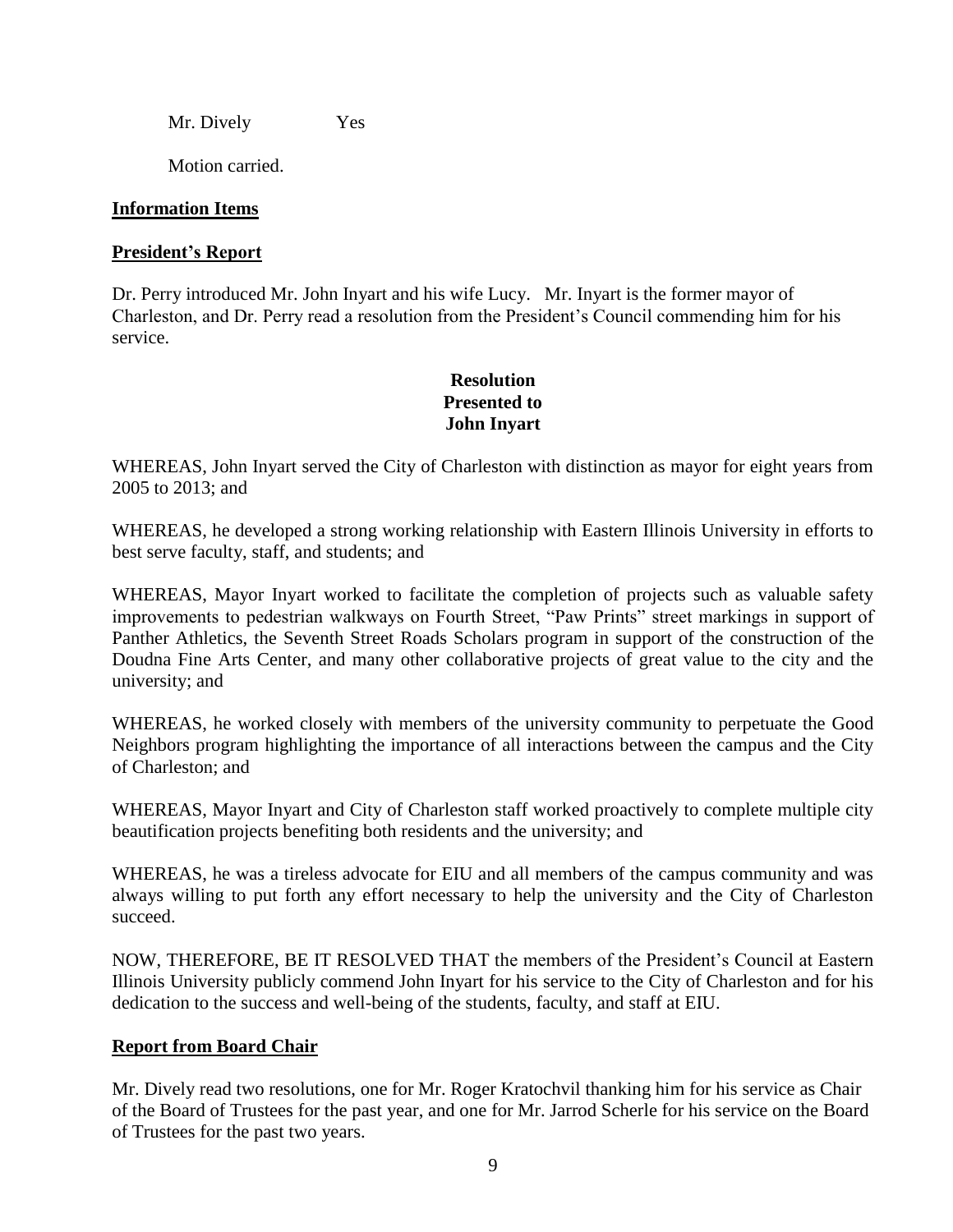Mr. Dively Yes

Motion carried.

**Information Items**

**President's Report**

Dr. Perry introduced Mr. John Inyart and his wife Lucy. Mr. Inyart is the former mayor of Charleston, and Dr. Perry read a resolution from the President's Council commending him for his service.

**Resolution**
**Presented to**
**John Inyart**

WHEREAS, John Inyart served the City of Charleston with distinction as mayor for eight years from 2005 to 2013; and

WHEREAS, he developed a strong working relationship with Eastern Illinois University in efforts to best serve faculty, staff, and students; and

WHEREAS, Mayor Inyart worked to facilitate the completion of projects such as valuable safety improvements to pedestrian walkways on Fourth Street, "Paw Prints" street markings in support of Panther Athletics, the Seventh Street Roads Scholars program in support of the construction of the Doudna Fine Arts Center, and many other collaborative projects of great value to the city and the university; and

WHEREAS, he worked closely with members of the university community to perpetuate the Good Neighbors program highlighting the importance of all interactions between the campus and the City of Charleston; and

WHEREAS, Mayor Inyart and City of Charleston staff worked proactively to complete multiple city beautification projects benefiting both residents and the university; and

WHEREAS, he was a tireless advocate for EIU and all members of the campus community and was always willing to put forth any effort necessary to help the university and the City of Charleston succeed.

NOW, THEREFORE, BE IT RESOLVED THAT the members of the President's Council at Eastern Illinois University publicly commend John Inyart for his service to the City of Charleston and for his dedication to the success and well-being of the students, faculty, and staff at EIU.

**Report from Board Chair**

Mr. Dively read two resolutions, one for Mr. Roger Kratochvil thanking him for his service as Chair of the Board of Trustees for the past year, and one for Mr. Jarrod Scherle for his service on the Board of Trustees for the past two years.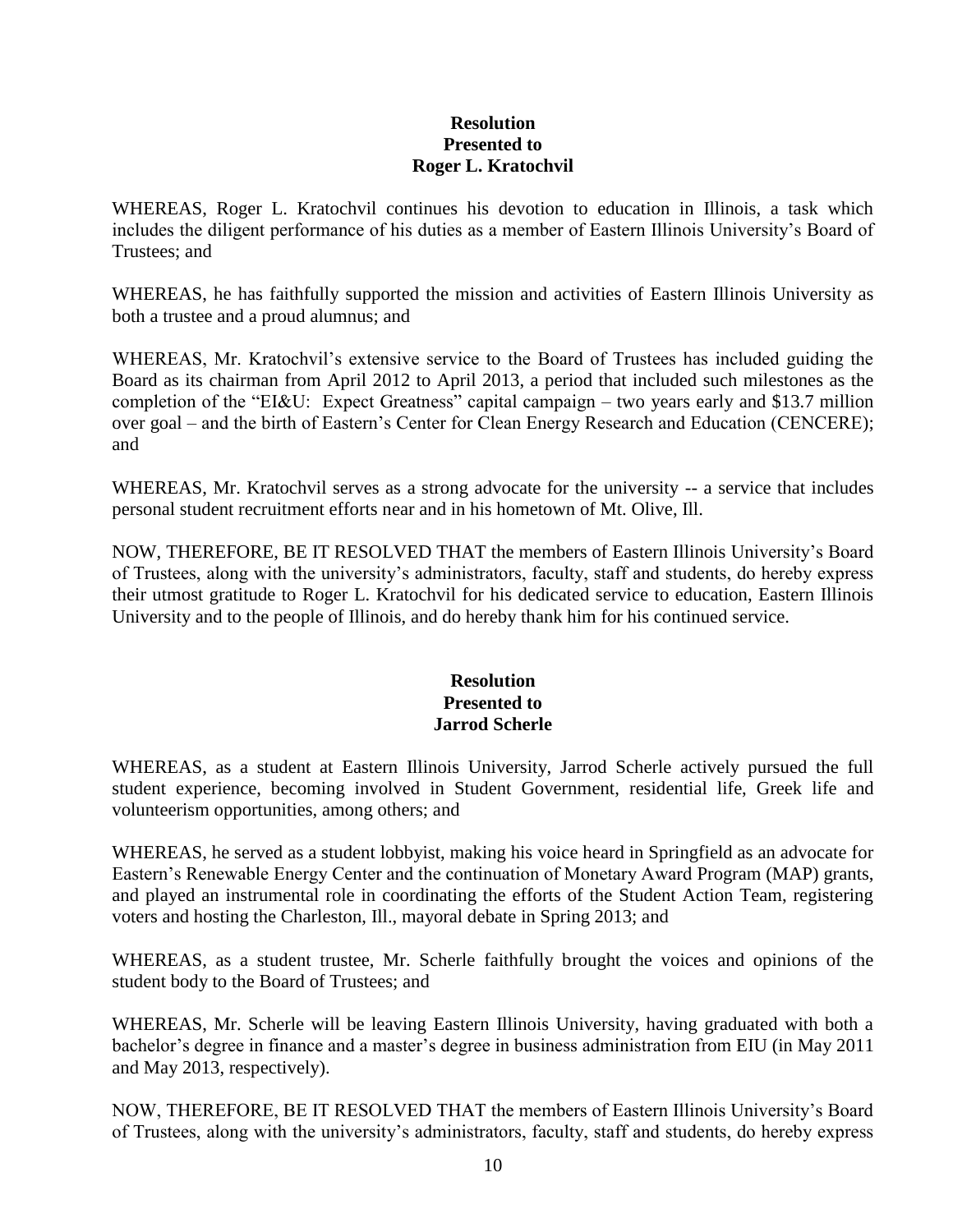**Resolution**
**Presented to**
**Roger L. Kratochvil**

WHEREAS, Roger L. Kratochvil continues his devotion to education in Illinois, a task which includes the diligent performance of his duties as a member of Eastern Illinois University's Board of Trustees; and

WHEREAS, he has faithfully supported the mission and activities of Eastern Illinois University as both a trustee and a proud alumnus; and

WHEREAS, Mr. Kratochvil's extensive service to the Board of Trustees has included guiding the Board as its chairman from April 2012 to April 2013, a period that included such milestones as the completion of the "EI&U: Expect Greatness" capital campaign – two years early and $13.7 million over goal – and the birth of Eastern's Center for Clean Energy Research and Education (CENCERE); and

WHEREAS, Mr. Kratochvil serves as a strong advocate for the university -- a service that includes personal student recruitment efforts near and in his hometown of Mt. Olive, Ill.

NOW, THEREFORE, BE IT RESOLVED THAT the members of Eastern Illinois University's Board of Trustees, along with the university's administrators, faculty, staff and students, do hereby express their utmost gratitude to Roger L. Kratochvil for his dedicated service to education, Eastern Illinois University and to the people of Illinois, and do hereby thank him for his continued service.

**Resolution**
**Presented to**
**Jarrod Scherle**

WHEREAS, as a student at Eastern Illinois University, Jarrod Scherle actively pursued the full student experience, becoming involved in Student Government, residential life, Greek life and volunteerism opportunities, among others; and

WHEREAS, he served as a student lobbyist, making his voice heard in Springfield as an advocate for Eastern's Renewable Energy Center and the continuation of Monetary Award Program (MAP) grants, and played an instrumental role in coordinating the efforts of the Student Action Team, registering voters and hosting the Charleston, Ill., mayoral debate in Spring 2013; and

WHEREAS, as a student trustee, Mr. Scherle faithfully brought the voices and opinions of the student body to the Board of Trustees; and

WHEREAS, Mr. Scherle will be leaving Eastern Illinois University, having graduated with both a bachelor's degree in finance and a master's degree in business administration from EIU (in May 2011 and May 2013, respectively).

NOW, THEREFORE, BE IT RESOLVED THAT the members of Eastern Illinois University's Board of Trustees, along with the university's administrators, faculty, staff and students, do hereby express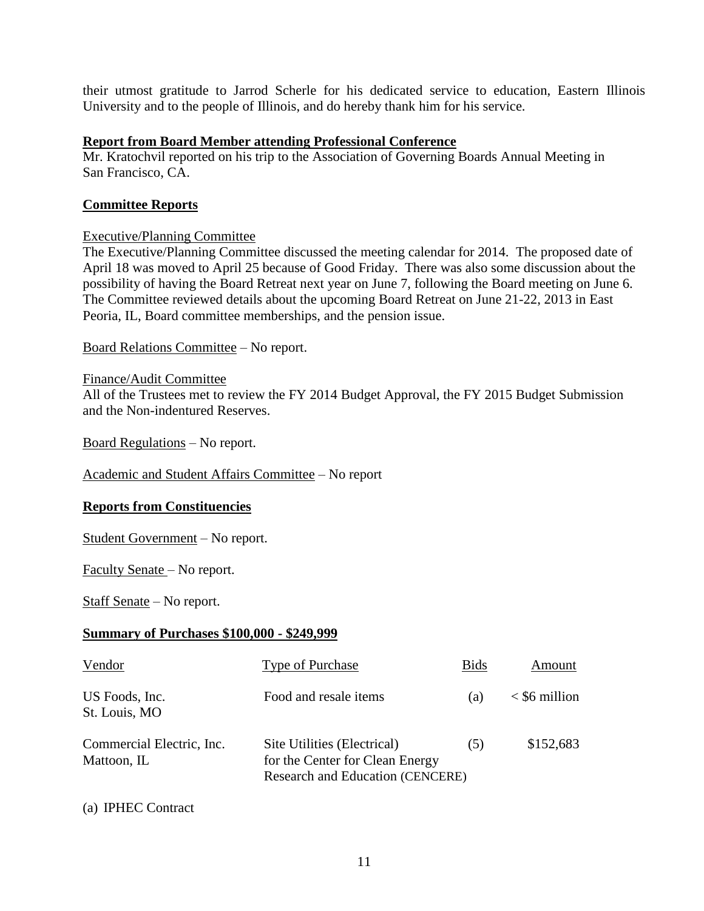their utmost gratitude to Jarrod Scherle for his dedicated service to education, Eastern Illinois University and to the people of Illinois, and do hereby thank him for his service.

**Report from Board Member attending Professional Conference**

Mr. Kratochvil reported on his trip to the Association of Governing Boards Annual Meeting in San Francisco, CA.

**Committee Reports**

Executive/Planning Committee

The Executive/Planning Committee discussed the meeting calendar for 2014. The proposed date of April 18 was moved to April 25 because of Good Friday. There was also some discussion about the possibility of having the Board Retreat next year on June 7, following the Board meeting on June 6. The Committee reviewed details about the upcoming Board Retreat on June 21-22, 2013 in East Peoria, IL, Board committee memberships, and the pension issue.

Board Relations Committee – No report.

Finance/Audit Committee

All of the Trustees met to review the FY 2014 Budget Approval, the FY 2015 Budget Submission and the Non-indentured Reserves.

Board Regulations – No report.

Academic and Student Affairs Committee – No report

**Reports from Constituencies**

Student Government – No report.

Faculty Senate – No report.

Staff Senate – No report.

**Summary of Purchases $100,000 - $249,999**

| Vendor | Type of Purchase | Bids | Amount |
|---|---|---|---|
| US Foods, Inc.<br>St. Louis, MO | Food and resale items | (a) | < $6 million |
| Commercial Electric, Inc.<br>Mattoon, IL | Site Utilities (Electrical) for the Center for Clean Energy Research and Education (CENCERE) | (5) | $152,683 |

(a) IPHEC Contract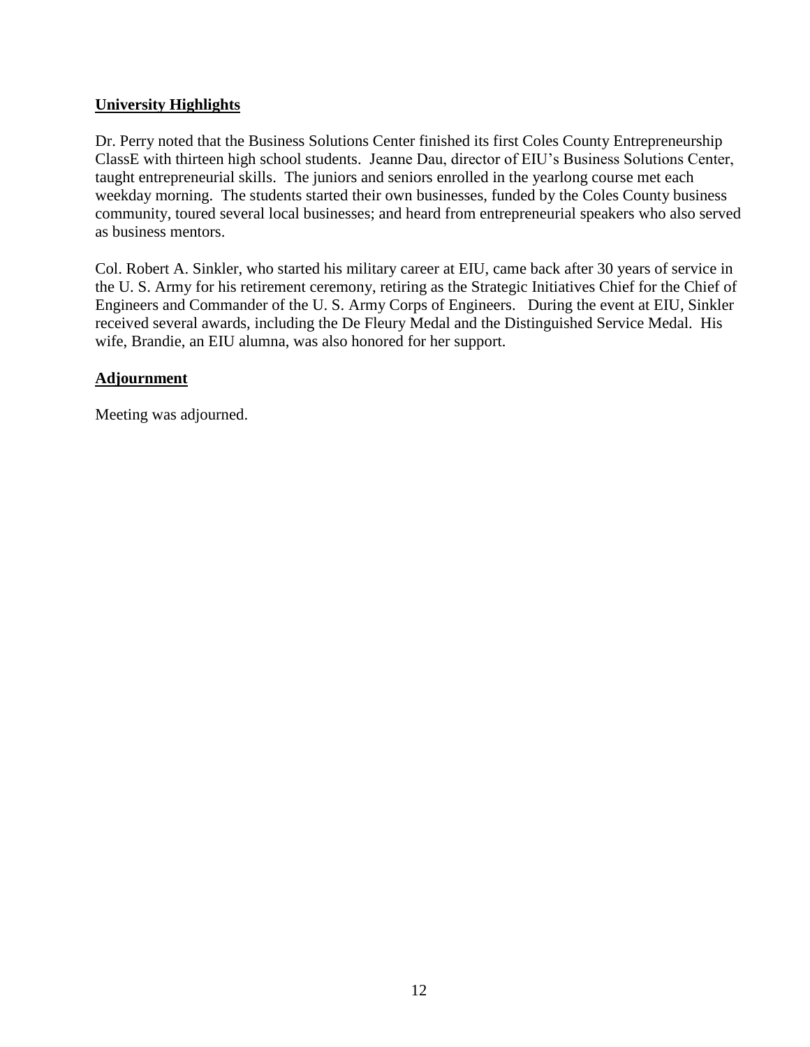## University Highlights

Dr. Perry noted that the Business Solutions Center finished its first Coles County Entrepreneurship ClassE with thirteen high school students. Jeanne Dau, director of EIU's Business Solutions Center, taught entrepreneurial skills. The juniors and seniors enrolled in the yearlong course met each weekday morning. The students started their own businesses, funded by the Coles County business community, toured several local businesses; and heard from entrepreneurial speakers who also served as business mentors.

Col. Robert A. Sinkler, who started his military career at EIU, came back after 30 years of service in the U. S. Army for his retirement ceremony, retiring as the Strategic Initiatives Chief for the Chief of Engineers and Commander of the U. S. Army Corps of Engineers. During the event at EIU, Sinkler received several awards, including the De Fleury Medal and the Distinguished Service Medal. His wife, Brandie, an EIU alumna, was also honored for her support.

## Adjournment

Meeting was adjourned.